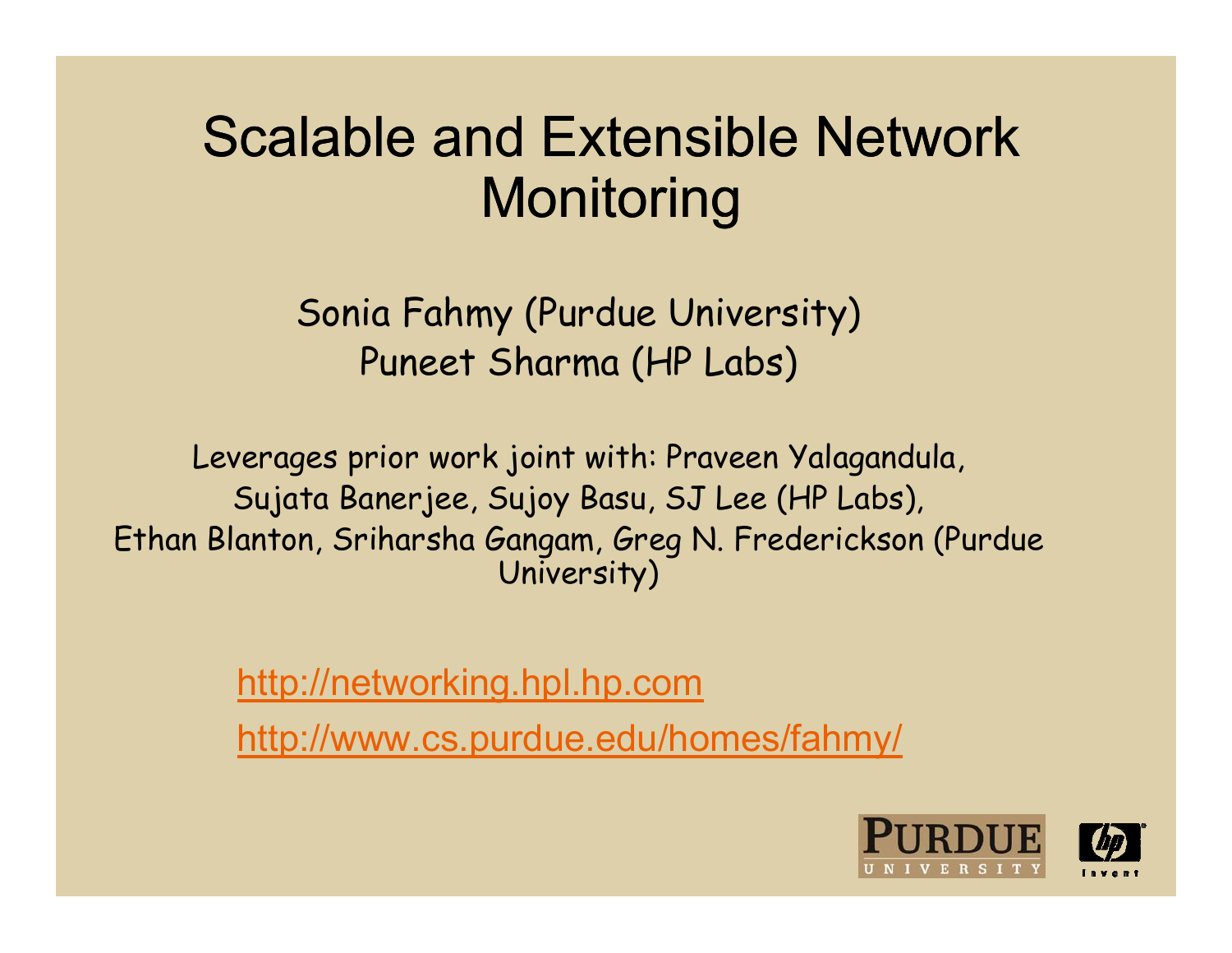# Scalable and Extensible Network Monitoring

Sonia Fahmy (Purdue University)
Puneet Sharma (HP Labs)

Leverages prior work joint with: Praveen Yalagandula, Sujata Banerjee, Sujoy Basu, SJ Lee (HP Labs), Ethan Blanton, Sriharsha Gangam, Greg N. Frederickson (Purdue University)

http://networking.hpl.hp.com

http://www.cs.purdue.edu/homes/fahmy/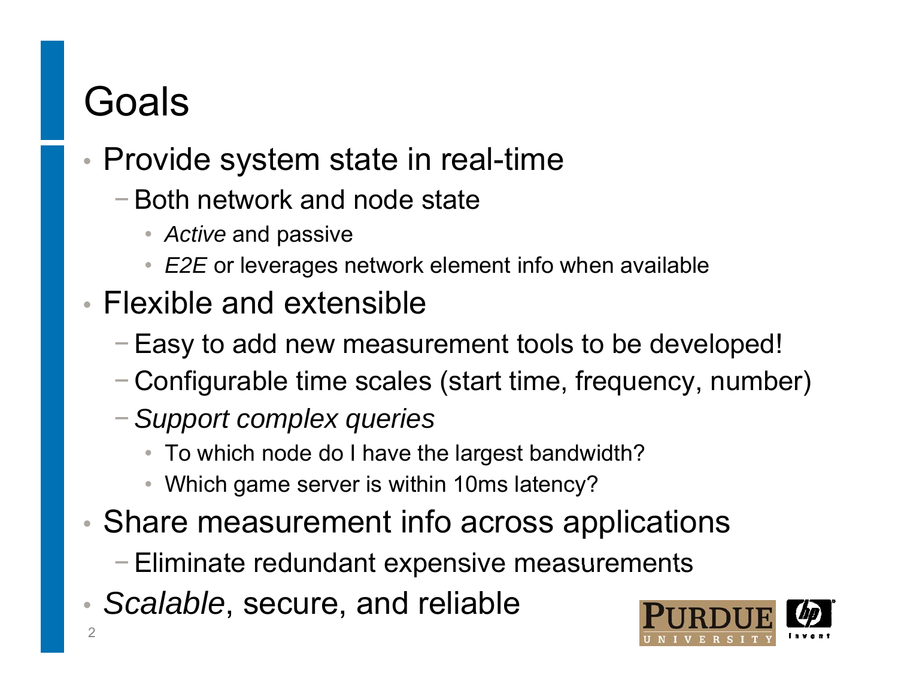# Goals

- Provide system state in real-time
  - Both network and node state
    - *Active* and passive
    - *E2E* or leverages network element info when available
- Flexible and extensible
  - Easy to add new measurement tools to be developed!
  - Configurable time scales (start time, frequency, number)
  - *Support complex queries*
    - To which node do I have the largest bandwidth?
    - Which game server is within 10ms latency?
- Share measurement info across applications
  - Eliminate redundant expensive measurements
- *Scalable*, secure, and reliable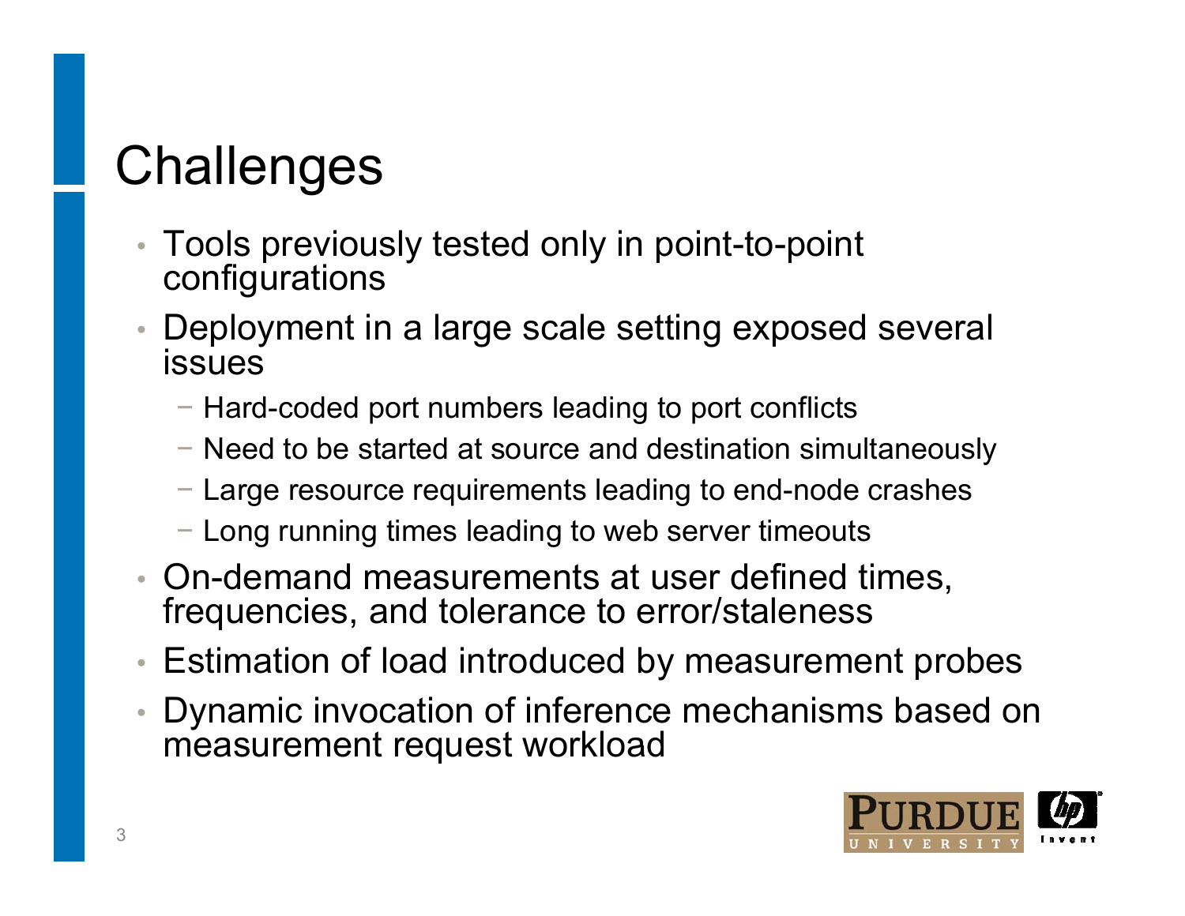# Challenges

- Tools previously tested only in point-to-point configurations
- Deployment in a large scale setting exposed several issues
  - Hard-coded port numbers leading to port conflicts
  - Need to be started at source and destination simultaneously
  - Large resource requirements leading to end-node crashes
  - Long running times leading to web server timeouts
- On-demand measurements at user defined times, frequencies, and tolerance to error/staleness
- Estimation of load introduced by measurement probes
- Dynamic invocation of inference mechanisms based on measurement request workload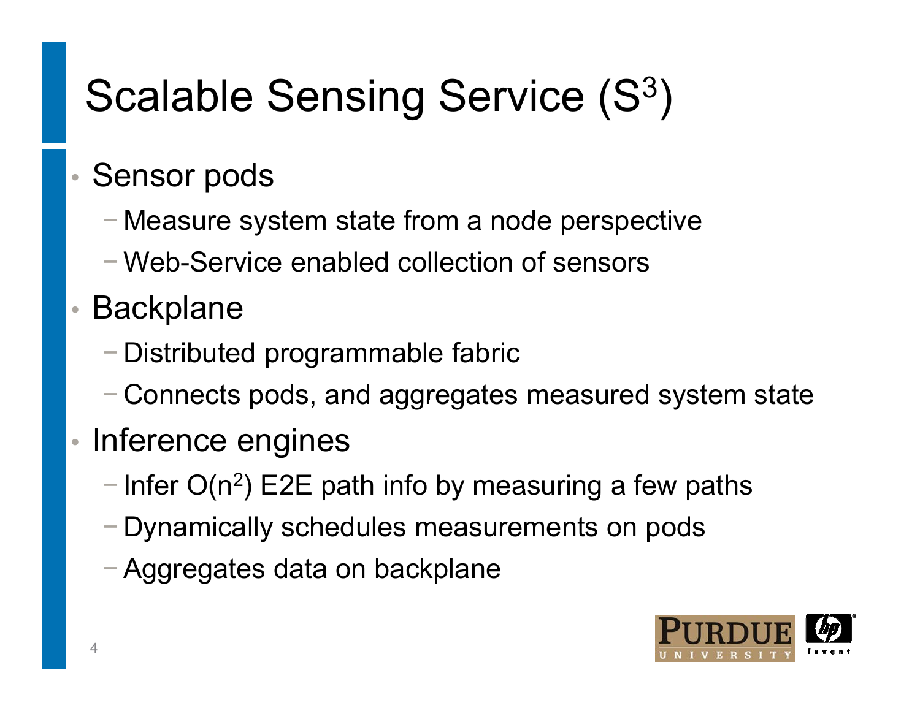# Scalable Sensing Service ($S^3$)

- Sensor pods
  - Measure system state from a node perspective
  - Web-Service enabled collection of sensors
- Backplane
  - Distributed programmable fabric
  - Connects pods, and aggregates measured system state
- Inference engines
  - Infer $O(n^2)$ E2E path info by measuring a few paths
  - Dynamically schedules measurements on pods
  - Aggregates data on backplane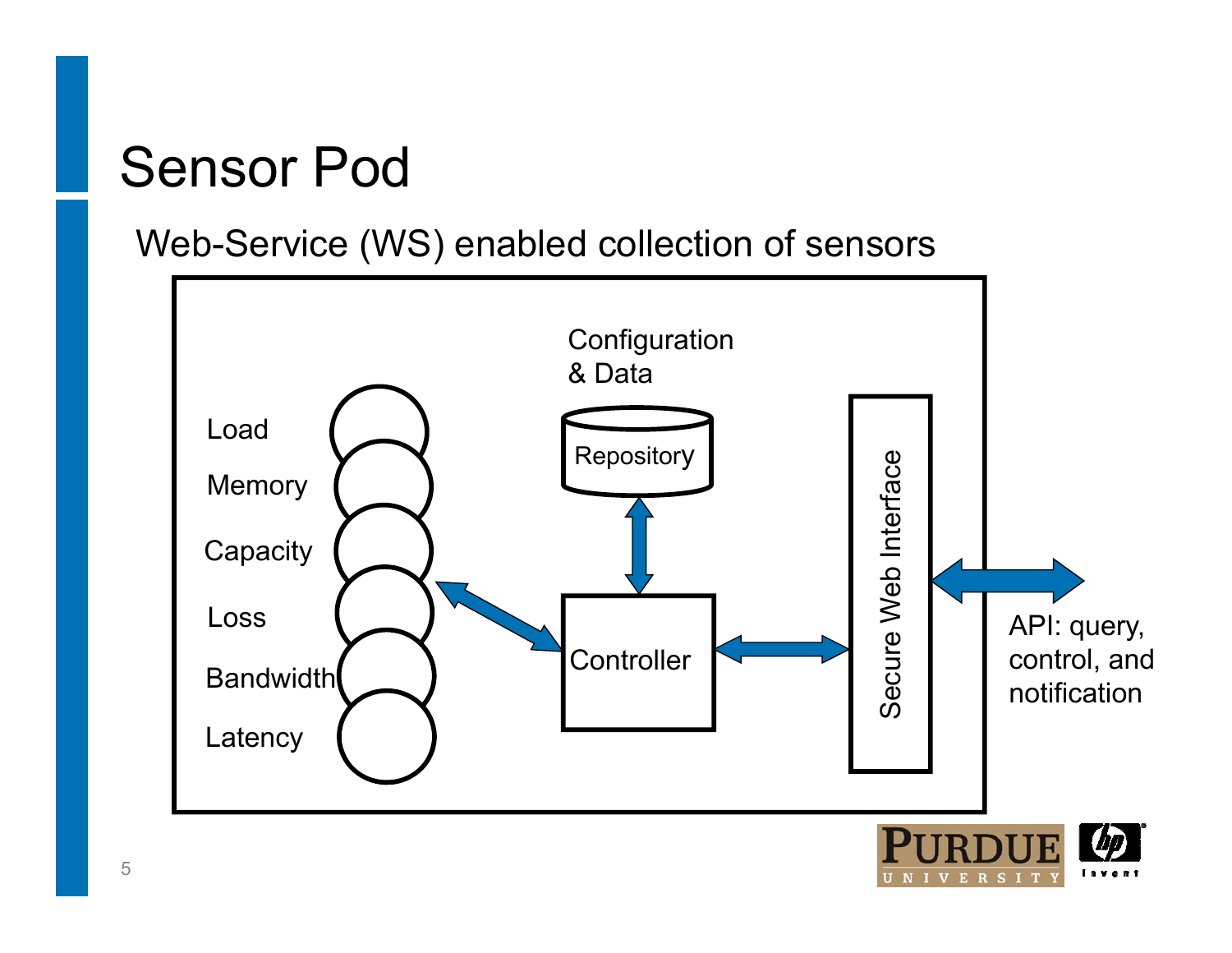# Sensor Pod

Web-Service (WS) enabled collection of sensors

Load

Memory

Capacity

Loss

Bandwidth

Latency

Configuration & Data

Repository

Controller

Secure Web Interface

API: query, control, and notification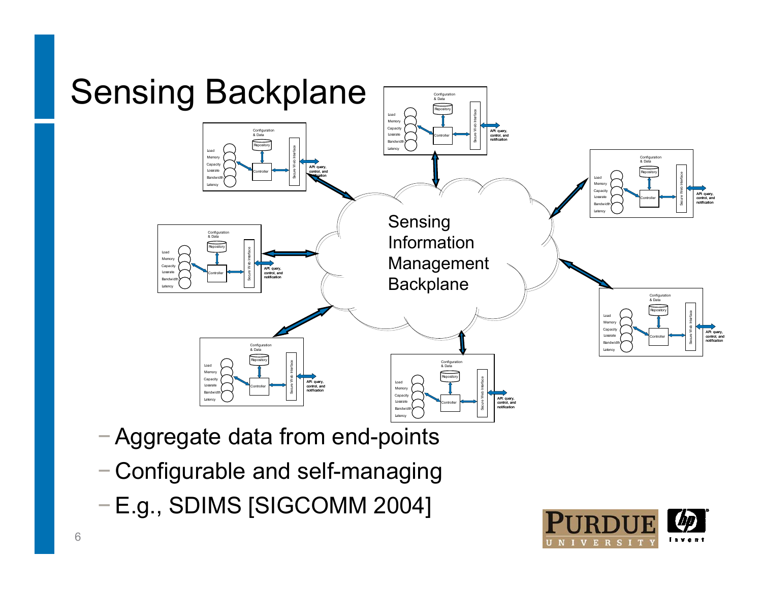# Sensing Backplane

Sensing Information Management Backplane

- Aggregate data from end-points
- Configurable and self-managing
- E.g., SDIMS [SIGCOMM 2004]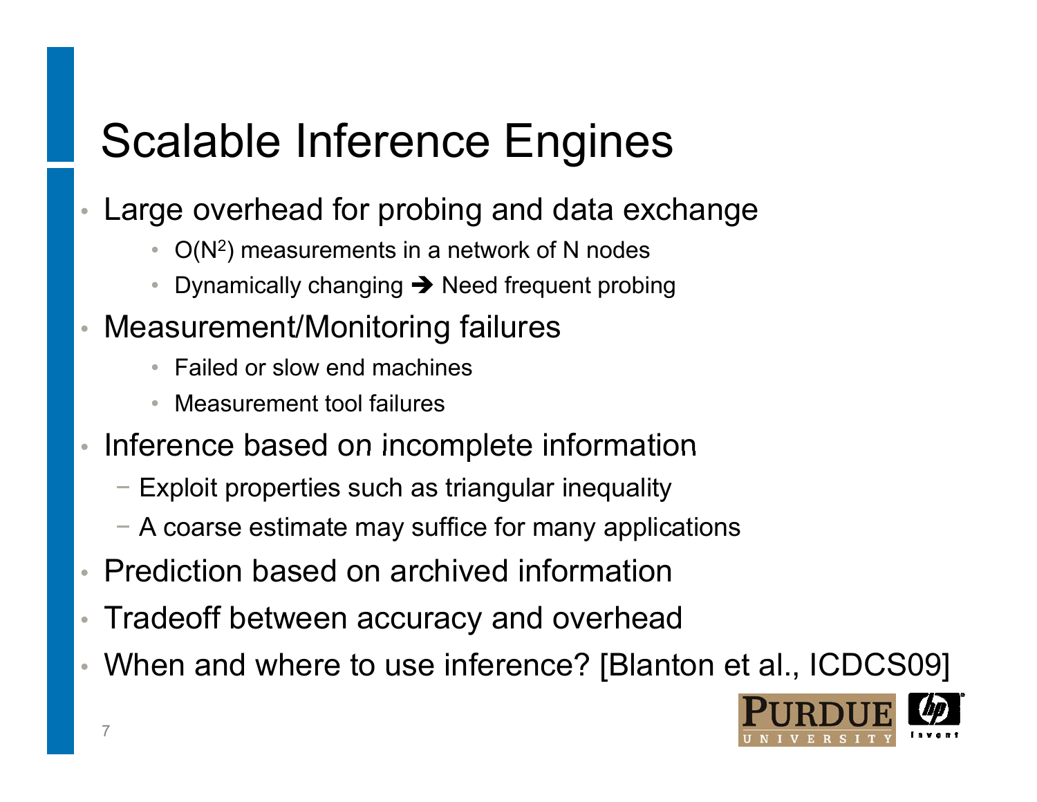# Scalable Inference Engines

- Large overhead for probing and data exchange
  - $O(N^2)$ measurements in a network of N nodes
  - Dynamically changing ➔ Need frequent probing
- Measurement/Monitoring failures
  - Failed or slow end machines
  - Measurement tool failures
- Inference based on incomplete information
  - Exploit properties such as triangular inequality
  - A coarse estimate may suffice for many applications
- Prediction based on archived information
- Tradeoff between accuracy and overhead
- When and where to use inference? [Blanton et al., ICDCS09]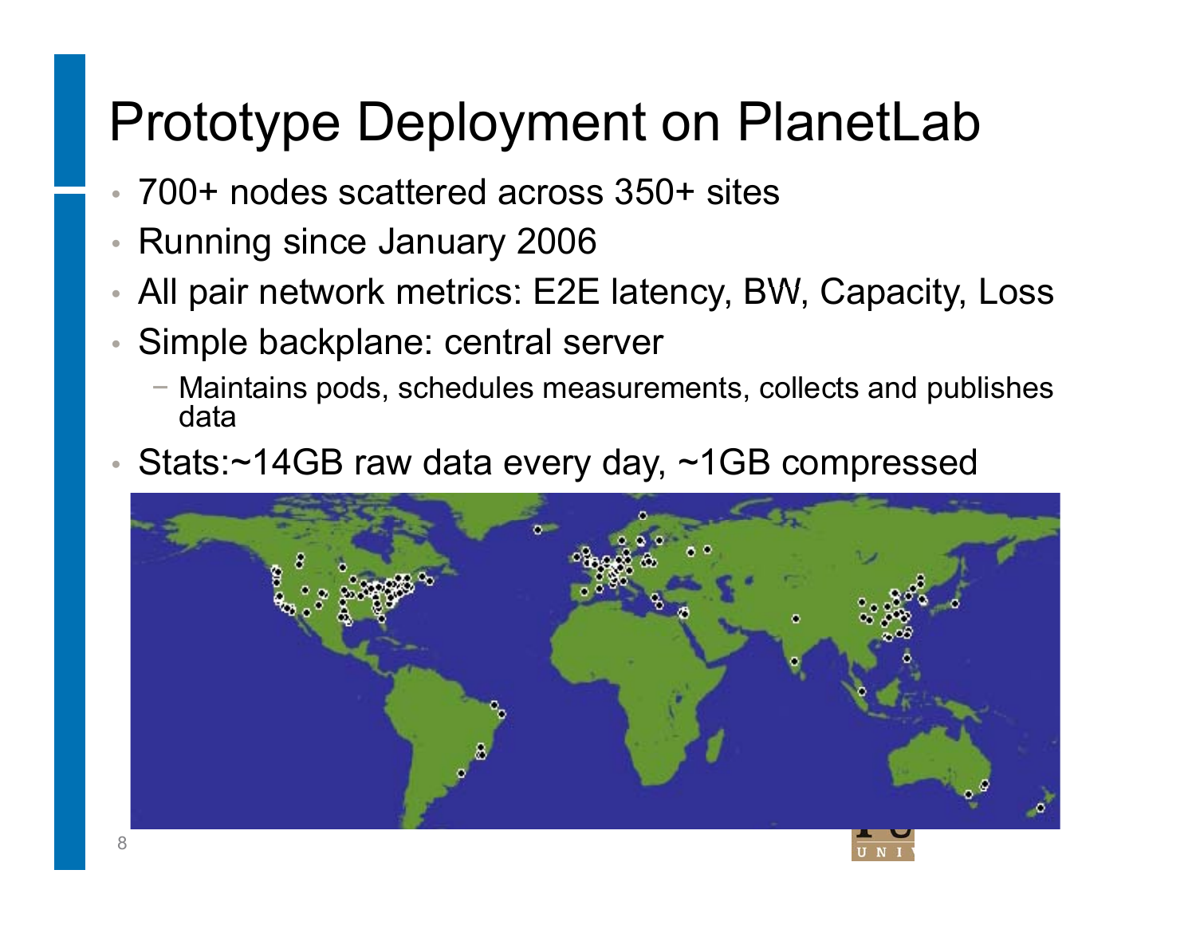# Prototype Deployment on PlanetLab

- 700+ nodes scattered across 350+ sites
- Running since January 2006
- All pair network metrics: E2E latency, BW, Capacity, Loss
- Simple backplane: central server
  - Maintains pods, schedules measurements, collects and publishes data
- Stats:~14GB raw data every day, ~1GB compressed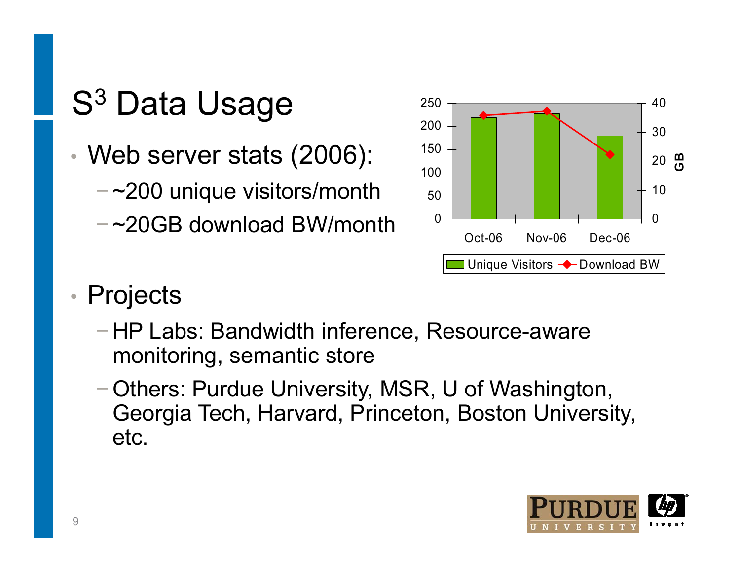# $S^3$ Data Usage

- Web server stats (2006):
  - ~200 unique visitors/month
  - ~20GB download BW/month

- Projects
  - HP Labs: Bandwidth inference, Resource-aware monitoring, semantic store
  - Others: Purdue University, MSR, U of Washington, Georgia Tech, Harvard, Princeton, Boston University, etc.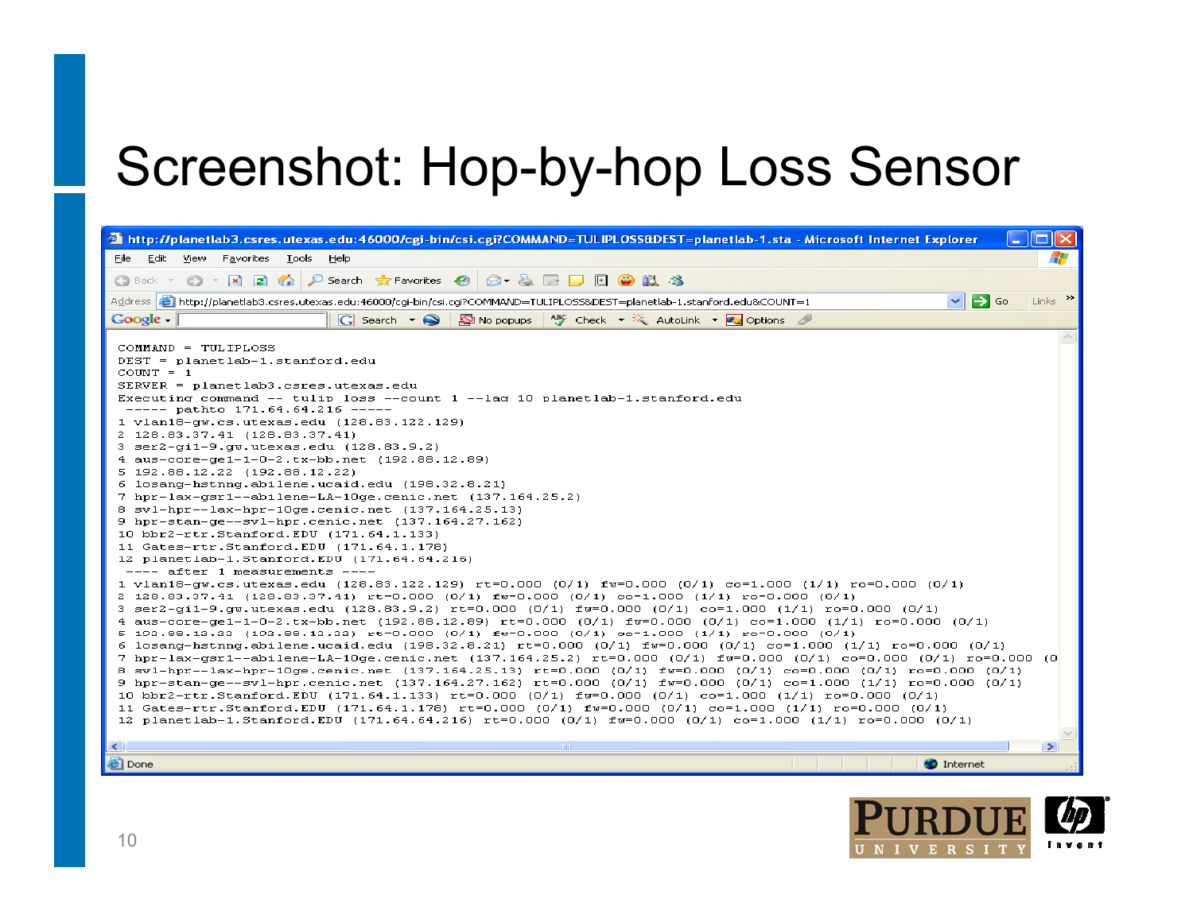# Screenshot: Hop-by-hop Loss Sensor

```
COMMAND = TULIPLOSS
DEST = planetlab-1.stanford.edu
COUNT = 1
SERVER = planetlab3.csres.utexas.edu
Executing command -- tulip loss --count 1 --lag 10 planetlab-1.stanford.edu
 ----- pathto 171.64.64.216 -----
1 vlan18-gw.cs.utexas.edu (128.83.122.129)
2 128.83.37.41 (128.83.37.41)
3 ser2-gi1-9.gw.utexas.edu (128.83.9.2)
4 aus-core-ge1-1-0-2.tx-bb.net (192.88.12.89)
5 192.88.12.22 (192.88.12.22)
6 losang-hstnng.abilene.ucaid.edu (198.32.8.21)
7 hpr-lax-gsr1--abilene-LA-10ge.cenic.net (137.164.25.2)
8 svl-hpr--lax-hpr-10ge.cenic.net (137.164.25.13)
9 hpr-stan-ge--svl-hpr.cenic.net (137.164.27.162)
10 bbr2-rtr.Stanford.EDU (171.64.1.133)
11 Gates-rtr.Stanford.EDU (171.64.1.178)
12 planetlab-1.Stanford.EDU (171.64.64.216)
 ---- after 1 measurements ----
1 vlan18-gw.cs.utexas.edu (128.83.122.129) rt=0.000 (0/1) fw=0.000 (0/1) co=1.000 (1/1) ro=0.000 (0/1)
2 128.83.37.41 (128.83.37.41) rt=0.000 (0/1) fw=0.000 (0/1) co=1.000 (1/1) ro=0.000 (0/1)
3 ser2-gi1-9.gw.utexas.edu (128.83.9.2) rt=0.000 (0/1) fw=0.000 (0/1) co=1.000 (1/1) ro=0.000 (0/1)
4 aus-core-ge1-1-0-2.tx-bb.net (192.88.12.89) rt=0.000 (0/1) fw=0.000 (0/1) co=1.000 (1/1) ro=0.000 (0/1)
5 192.88.12.22 (192.88.12.22) rt=0.000 (0/1) fw=0.000 (0/1) co=1.000 (1/1) ro=0.000 (0/1)
6 losang-hstnng.abilene.ucaid.edu (198.32.8.21) rt=0.000 (0/1) fw=0.000 (0/1) co=1.000 (1/1) ro=0.000 (0/1)
7 hpr-lax-gsr1--abilene-LA-10ge.cenic.net (137.164.25.2) rt=0.000 (0/1) fw=0.000 (0/1) co=0.000 (0/1) ro=0.000 (0
8 svl-hpr--lax-hpr-10ge.cenic.net (137.164.25.13) rt=0.000 (0/1) fw=0.000 (0/1) co=0.000 (0/1) ro=0.000 (0/1)
9 hpr-stan-ge--svl-hpr.cenic.net (137.164.27.162) rt=0.000 (0/1) fw=0.000 (0/1) co=1.000 (1/1) ro=0.000 (0/1)
10 bbr2-rtr.Stanford.EDU (171.64.1.133) rt=0.000 (0/1) fw=0.000 (0/1) co=1.000 (1/1) ro=0.000 (0/1)
11 Gates-rtr.Stanford.EDU (171.64.1.178) rt=0.000 (0/1) fw=0.000 (0/1) co=1.000 (1/1) ro=0.000 (0/1)
12 planetlab-1.Stanford.EDU (171.64.64.216) rt=0.000 (0/1) fw=0.000 (0/1) co=1.000 (1/1) ro=0.000 (0/1)
```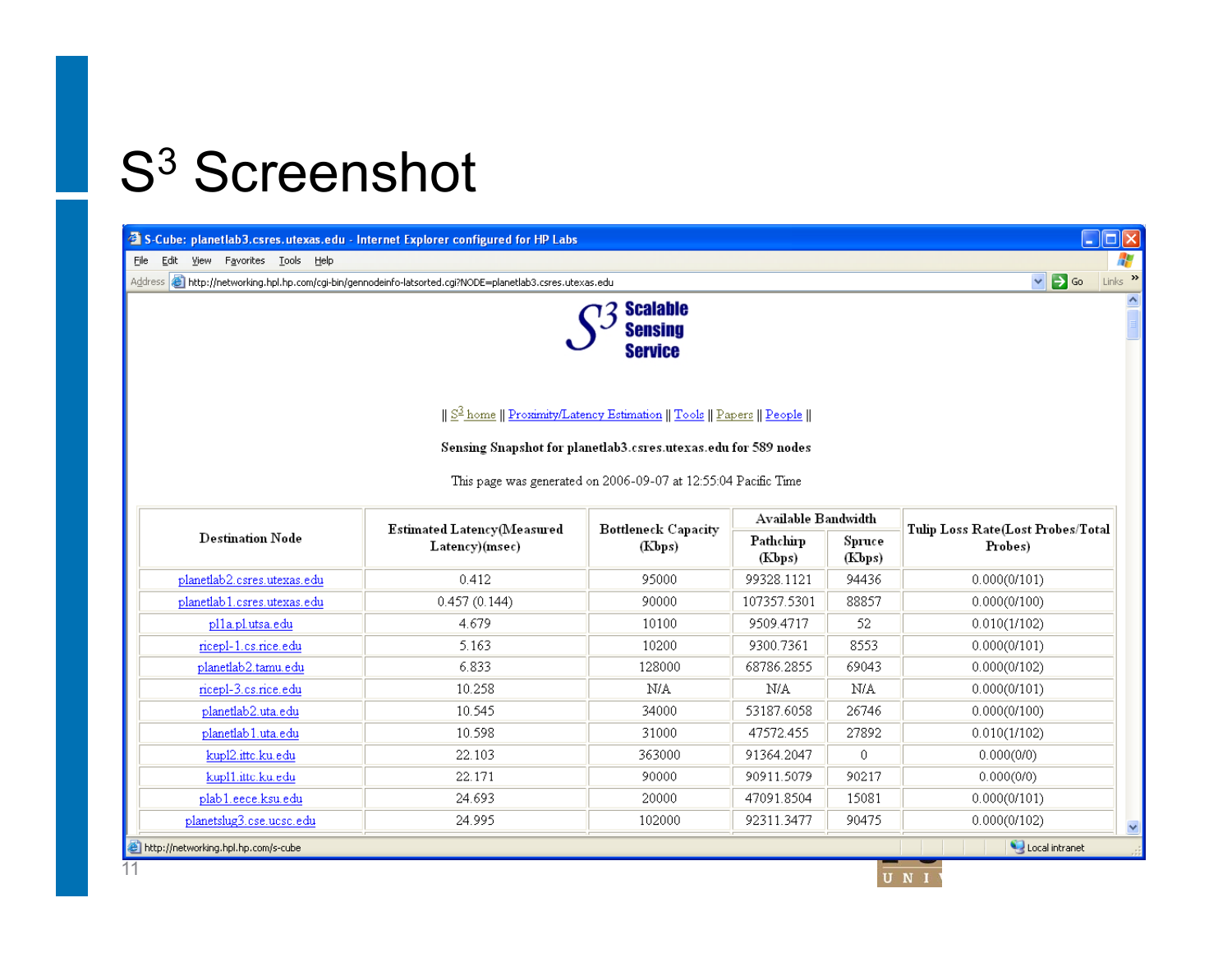# $S^3$ Screenshot

S-Cube: planetlab3.csres.utexas.edu - Internet Explorer configured for HP Labs

http://networking.hpl.hp.com/cgi-bin/gennodeinfo-latsorted.cgi?NODE=planetlab3.csres.utexas.edu

$S^3$ Scalable Sensing Service

|| $S^3$ home || Proximity/Latency Estimation || Tools || Papers || People ||

Sensing Snapshot for planetlab3.csres.utexas.edu for 589 nodes

This page was generated on 2006-09-07 at 12:55:04 Pacific Time

| Destination Node | Estimated Latency(Measured Latency)(msec) | Bottleneck Capacity (Kbps) | Available Bandwidth | | Tulip Loss Rate(Lost Probes/Total Probes) |
|---|---|---|---|---|---|
| | | | Pathchirp (Kbps) | Spruce (Kbps) | |
| planetlab2.csres.utexas.edu | 0.412 | 95000 | 99328.1121 | 94436 | 0.000(0/101) |
| planetlab1.csres.utexas.edu | 0.457 (0.144) | 90000 | 107357.5301 | 88857 | 0.000(0/100) |
| pl1a.pl.utsa.edu | 4.679 | 10100 | 9509.4717 | 52 | 0.010(1/102) |
| ricepl-1.cs.rice.edu | 5.163 | 10200 | 9300.7361 | 8553 | 0.000(0/101) |
| planetlab2.tamu.edu | 6.833 | 128000 | 68786.2855 | 69043 | 0.000(0/102) |
| ricepl-3.cs.rice.edu | 10.258 | N/A | N/A | N/A | 0.000(0/101) |
| planetlab2.uta.edu | 10.545 | 34000 | 53187.6058 | 26746 | 0.000(0/100) |
| planetlab1.uta.edu | 10.598 | 31000 | 47572.455 | 27892 | 0.010(1/102) |
| kupl2.ittc.ku.edu | 22.103 | 363000 | 91364.2047 | 0 | 0.000(0/0) |
| kupl1.ittc.ku.edu | 22.171 | 90000 | 90911.5079 | 90217 | 0.000(0/0) |
| plab1.eece.ksu.edu | 24.693 | 20000 | 47091.8504 | 15081 | 0.000(0/101) |
| planetslug3.cse.ucsc.edu | 24.995 | 102000 | 92311.3477 | 90475 | 0.000(0/102) |

http://networking.hpl.hp.com/s-cube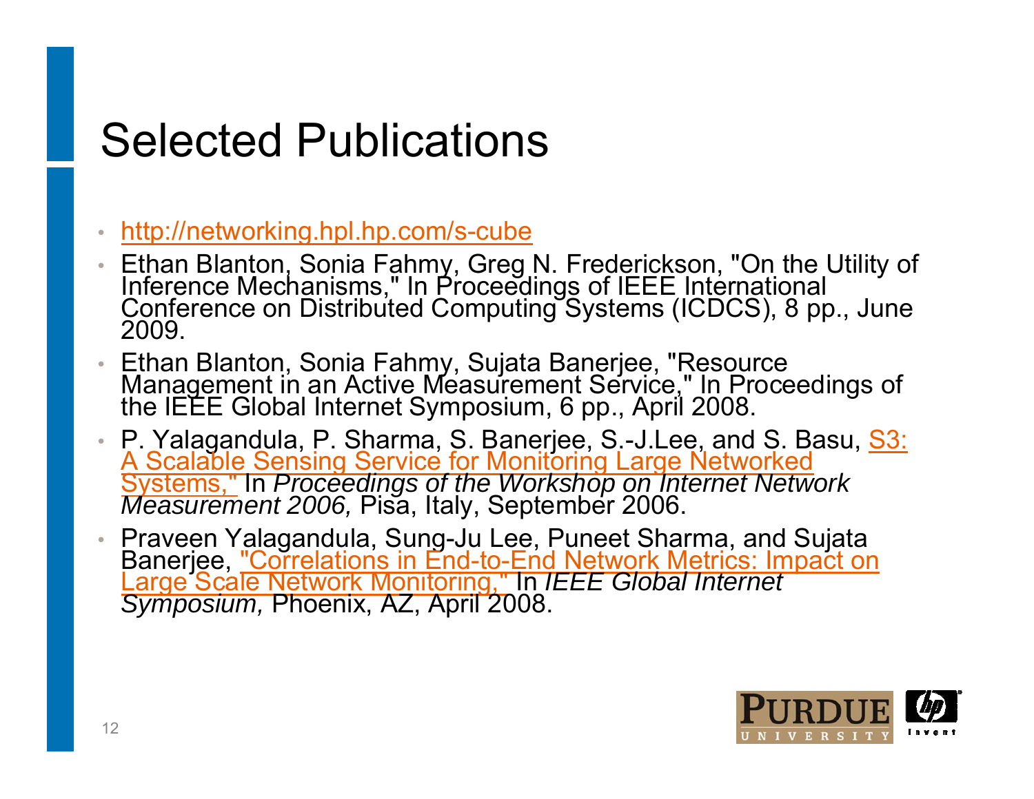# Selected Publications

- http://networking.hpl.hp.com/s-cube
- Ethan Blanton, Sonia Fahmy, Greg N. Frederickson, "On the Utility of Inference Mechanisms," In Proceedings of IEEE International Conference on Distributed Computing Systems (ICDCS), 8 pp., June 2009.
- Ethan Blanton, Sonia Fahmy, Sujata Banerjee, "Resource Management in an Active Measurement Service," In Proceedings of the IEEE Global Internet Symposium, 6 pp., April 2008.
- P. Yalagandula, P. Sharma, S. Banerjee, S.-J.Lee, and S. Basu, S3: A Scalable Sensing Service for Monitoring Large Networked Systems," In *Proceedings of the Workshop on Internet Network Measurement 2006,* Pisa, Italy, September 2006.
- Praveen Yalagandula, Sung-Ju Lee, Puneet Sharma, and Sujata Banerjee, "Correlations in End-to-End Network Metrics: Impact on Large Scale Network Monitoring," In *IEEE Global Internet Symposium,* Phoenix, AZ, April 2008.